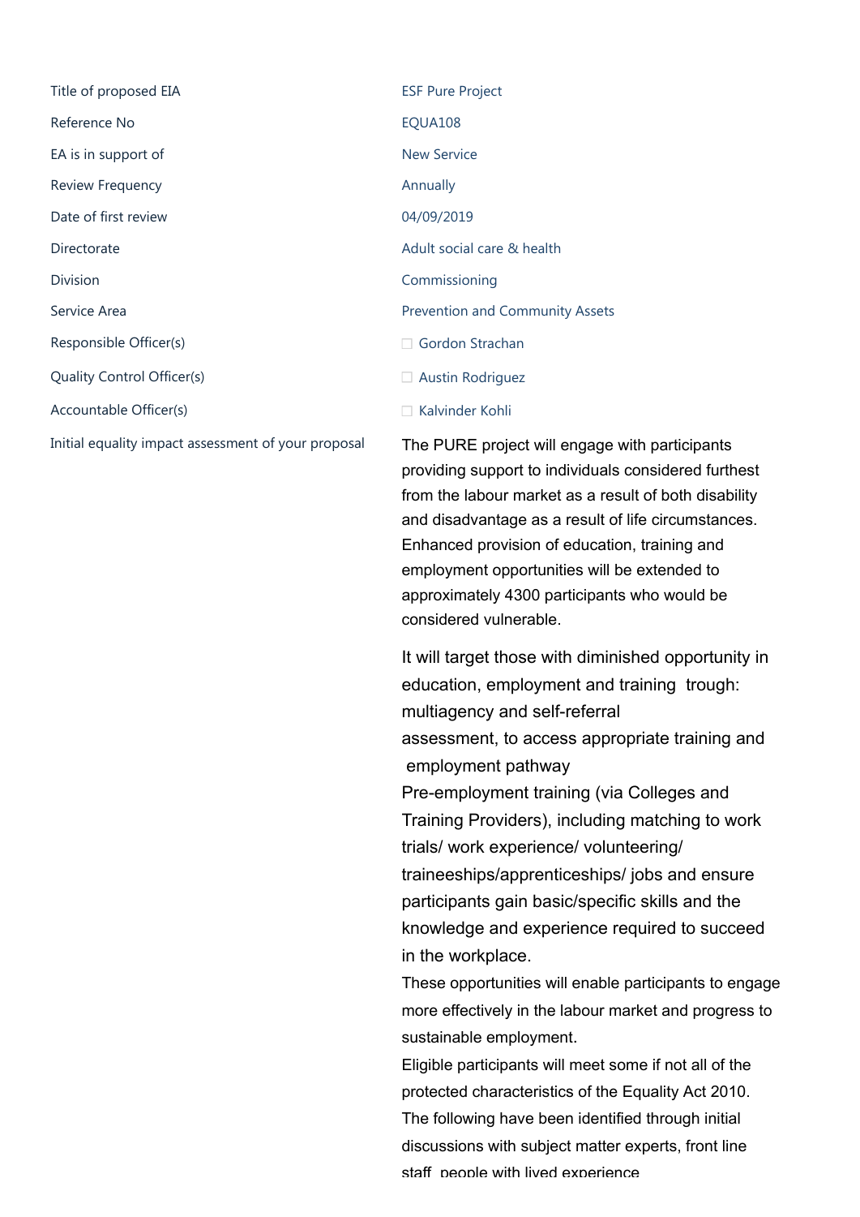| | |
|---|---|
| Title of proposed EIA | ESF Pure Project |
| Reference No | EQUA108 |
| EA is in support of | New Service |
| Review Frequency | Annually |
| Date of first review | 04/09/2019 |
| Directorate | Adult social care & health |
| Division | Commissioning |
| Service Area | Prevention and Community Assets |
| Responsible Officer(s) | ☐ Gordon Strachan |
| Quality Control Officer(s) | ☐ Austin Rodriguez |
| Accountable Officer(s) | ☐ Kalvinder Kohli |
| Initial equality impact assessment of your proposal | The PURE project will engage with participants providing support to individuals considered furthest from the labour market as a result of both disability and disadvantage as a result of life circumstances. Enhanced provision of education, training and employment opportunities will be extended to approximately 4300 participants who would be considered vulnerable.<br><br>It will target those with diminished opportunity in education, employment and training trough: multiagency and self-referral assessment, to access appropriate training and employment pathway<br>Pre-employment training (via Colleges and Training Providers), including matching to work trials/ work experience/ volunteering/ traineeships/apprenticeships/ jobs and ensure participants gain basic/specific skills and the knowledge and experience required to succeed in the workplace.<br>These opportunities will enable participants to engage more effectively in the labour market and progress to sustainable employment.<br>Eligible participants will meet some if not all of the protected characteristics of the Equality Act 2010.<br>The following have been identified through initial discussions with subject matter experts, front line staff, people with lived experience |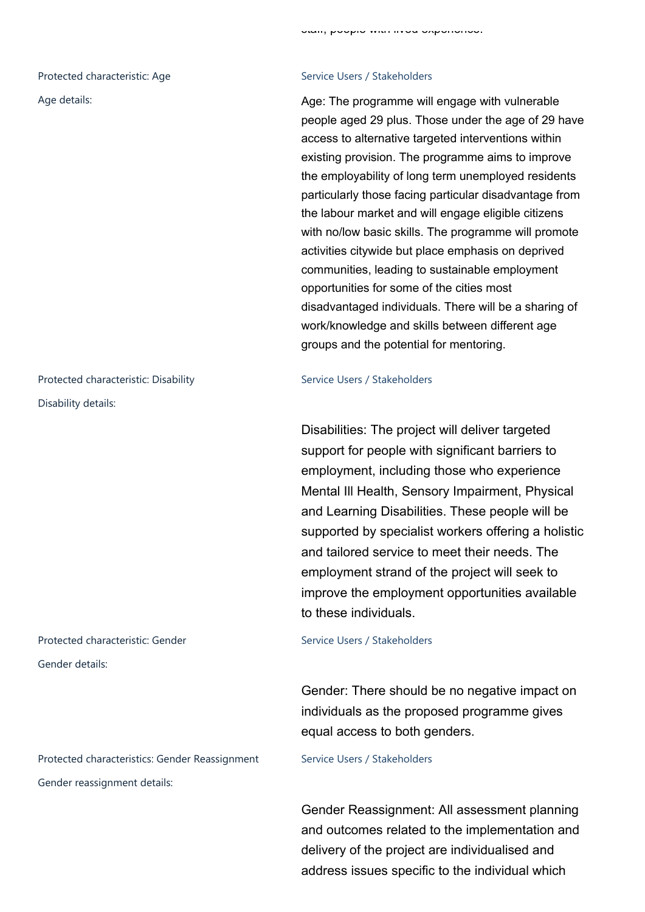staff, people with lived experience.

Protected characteristic: Age

Service Users / Stakeholders

Age details:

Age: The programme will engage with vulnerable people aged 29 plus. Those under the age of 29 have access to alternative targeted interventions within existing provision. The programme aims to improve the employability of long term unemployed residents particularly those facing particular disadvantage from the labour market and will engage eligible citizens with no/low basic skills. The programme will promote activities citywide but place emphasis on deprived communities, leading to sustainable employment opportunities for some of the cities most disadvantaged individuals. There will be a sharing of work/knowledge and skills between different age groups and the potential for mentoring.

Protected characteristic: Disability

Service Users / Stakeholders

Disability details:

Disabilities: The project will deliver targeted support for people with significant barriers to employment, including those who experience Mental Ill Health, Sensory Impairment, Physical and Learning Disabilities. These people will be supported by specialist workers offering a holistic and tailored service to meet their needs. The employment strand of the project will seek to improve the employment opportunities available to these individuals.

Protected characteristic: Gender

Service Users / Stakeholders

Gender details:

Gender: There should be no negative impact on individuals as the proposed programme gives equal access to both genders.

Protected characteristics: Gender Reassignment

Service Users / Stakeholders

Gender reassignment details:

Gender Reassignment: All assessment planning and outcomes related to the implementation and delivery of the project are individualised and address issues specific to the individual which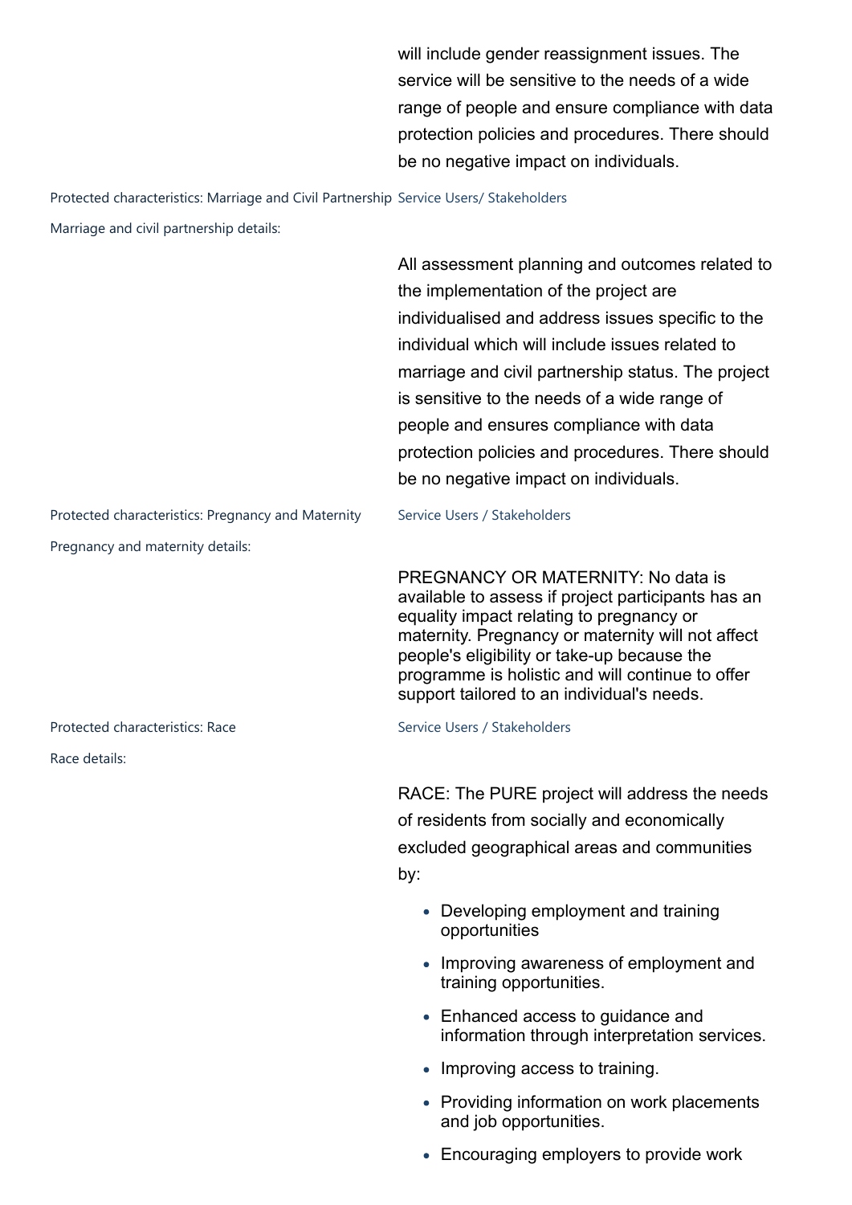will include gender reassignment issues. The service will be sensitive to the needs of a wide range of people and ensure compliance with data protection policies and procedures. There should be no negative impact on individuals.

Protected characteristics: Marriage and Civil Partnership — Service Users/ Stakeholders

Marriage and civil partnership details:

All assessment planning and outcomes related to the implementation of the project are individualised and address issues specific to the individual which will include issues related to marriage and civil partnership status. The project is sensitive to the needs of a wide range of people and ensures compliance with data protection policies and procedures. There should be no negative impact on individuals.

Protected characteristics: Pregnancy and Maternity — Service Users / Stakeholders

Pregnancy and maternity details:

PREGNANCY OR MATERNITY: No data is available to assess if project participants has an equality impact relating to pregnancy or maternity. Pregnancy or maternity will not affect people's eligibility or take-up because the programme is holistic and will continue to offer support tailored to an individual's needs.

Protected characteristics: Race — Service Users / Stakeholders

Race details:

RACE: The PURE project will address the needs of residents from socially and economically excluded geographical areas and communities by:

- Developing employment and training opportunities
- Improving awareness of employment and training opportunities.
- Enhanced access to guidance and information through interpretation services.
- Improving access to training.
- Providing information on work placements and job opportunities.
- Encouraging employers to provide work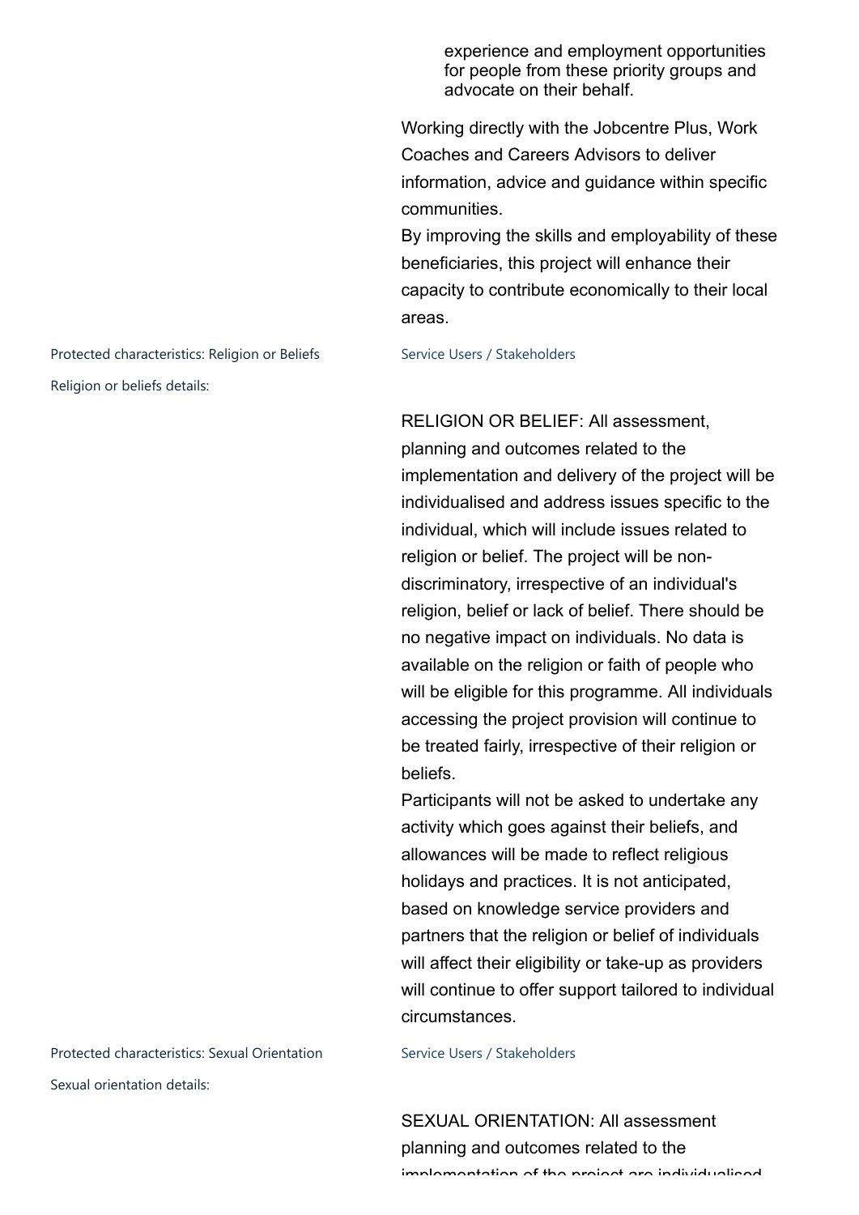experience and employment opportunities for people from these priority groups and advocate on their behalf.

Working directly with the Jobcentre Plus, Work Coaches and Careers Advisors to deliver information, advice and guidance within specific communities.
By improving the skills and employability of these beneficiaries, this project will enhance their capacity to contribute economically to their local areas.

Protected characteristics: Religion or Beliefs

Service Users / Stakeholders

Religion or beliefs details:

RELIGION OR BELIEF: All assessment, planning and outcomes related to the implementation and delivery of the project will be individualised and address issues specific to the individual, which will include issues related to religion or belief. The project will be non-discriminatory, irrespective of an individual's religion, belief or lack of belief. There should be no negative impact on individuals. No data is available on the religion or faith of people who will be eligible for this programme. All individuals accessing the project provision will continue to be treated fairly, irrespective of their religion or beliefs.
Participants will not be asked to undertake any activity which goes against their beliefs, and allowances will be made to reflect religious holidays and practices. It is not anticipated, based on knowledge service providers and partners that the religion or belief of individuals will affect their eligibility or take-up as providers will continue to offer support tailored to individual circumstances.

Protected characteristics: Sexual Orientation

Service Users / Stakeholders

Sexual orientation details:

SEXUAL ORIENTATION: All assessment planning and outcomes related to the implementation of the project are individualised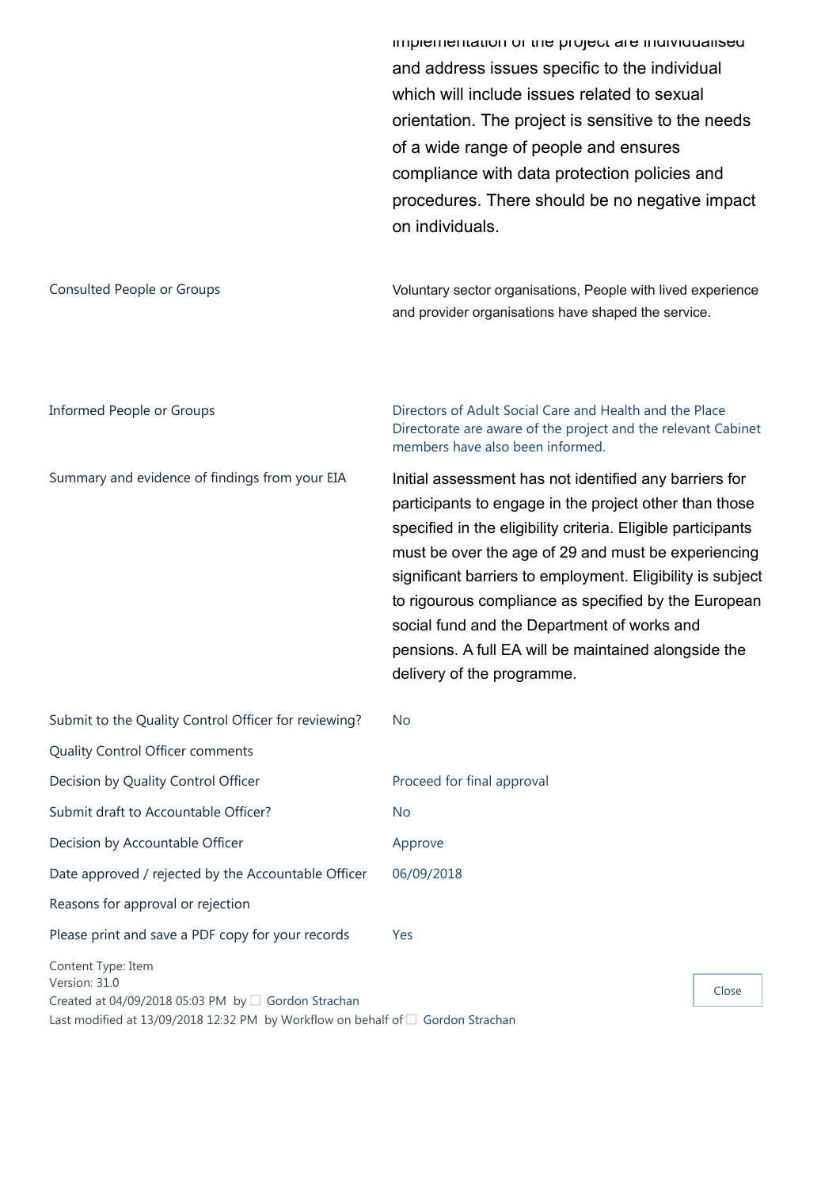| | |
|---|---|
| | implementation of the project are individualised and address issues specific to the individual which will include issues related to sexual orientation. The project is sensitive to the needs of a wide range of people and ensures compliance with data protection policies and procedures. There should be no negative impact on individuals. |
| Consulted People or Groups | Voluntary sector organisations, People with lived experience and provider organisations have shaped the service. |
| Informed People or Groups | Directors of Adult Social Care and Health and the Place Directorate are aware of the project and the relevant Cabinet members have also been informed. |
| Summary and evidence of findings from your EIA | Initial assessment has not identified any barriers for participants to engage in the project other than those specified in the eligibility criteria. Eligible participants must be over the age of 29 and must be experiencing significant barriers to employment. Eligibility is subject to rigourous compliance as specified by the European social fund and the Department of works and pensions. A full EA will be maintained alongside the delivery of the programme. |
| Submit to the Quality Control Officer for reviewing? | No |
| Quality Control Officer comments | |
| Decision by Quality Control Officer | Proceed for final approval |
| Submit draft to Accountable Officer? | No |
| Decision by Accountable Officer | Approve |
| Date approved / rejected by the Accountable Officer | 06/09/2018 |
| Reasons for approval or rejection | |
| Please print and save a PDF copy for your records | Yes |

Content Type: Item
Version: 31.0
Created at 04/09/2018 05:03 PM by Gordon Strachan
Last modified at 13/09/2018 12:32 PM by Workflow on behalf of Gordon Strachan

Close